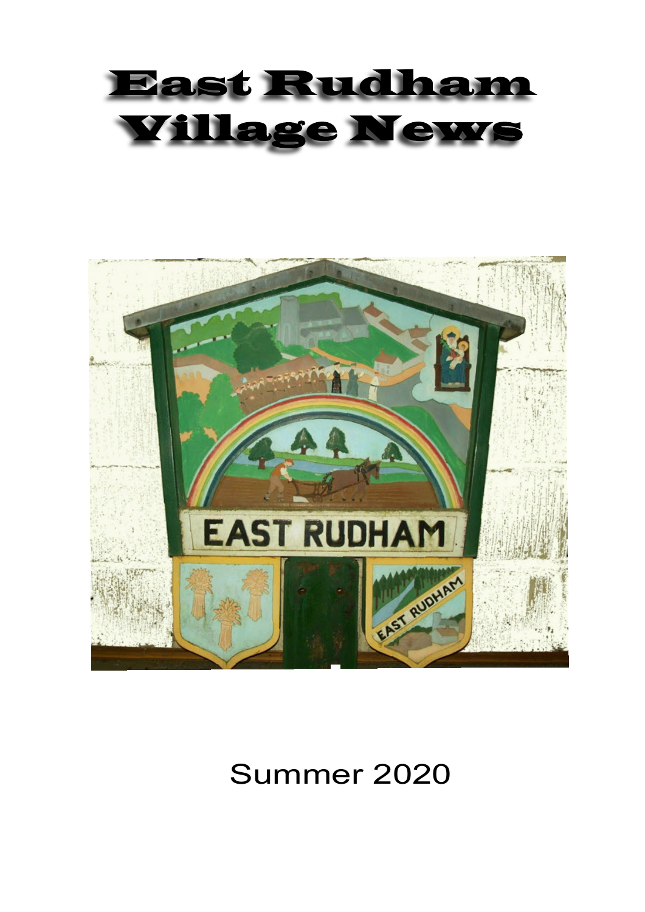# East Rudham Village News

Summer 2020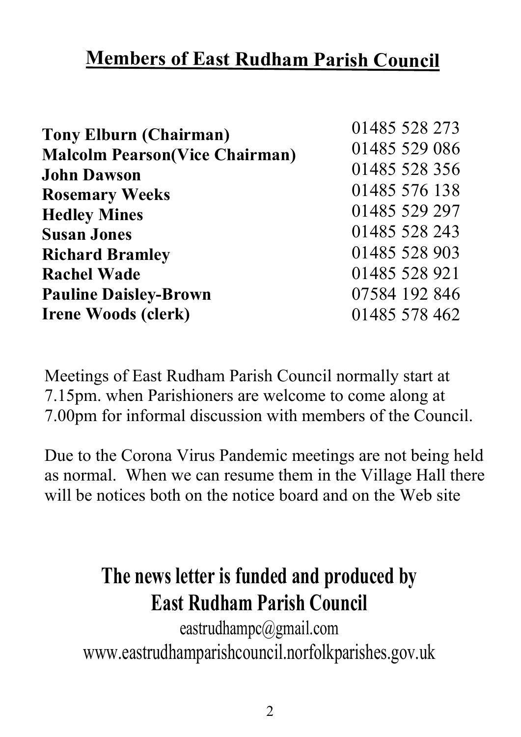## Members of East Rudham Parish Council

| | |
|---|---|
| **Tony Elburn (Chairman)** | 01485 528 273 |
| **Malcolm Pearson(Vice Chairman)** | 01485 529 086 |
| **John Dawson** | 01485 528 356 |
| **Rosemary Weeks** | 01485 576 138 |
| **Hedley Mines** | 01485 529 297 |
| **Susan Jones** | 01485 528 243 |
| **Richard Bramley** | 01485 528 903 |
| **Rachel Wade** | 01485 528 921 |
| **Pauline Daisley-Brown** | 07584 192 846 |
| **Irene Woods (clerk)** | 01485 578 462 |

Meetings of East Rudham Parish Council normally start at 7.15pm. when Parishioners are welcome to come along at 7.00pm for informal discussion with members of the Council.

Due to the Corona Virus Pandemic meetings are not being held as normal. When we can resume them in the Village Hall there will be notices both on the notice board and on the Web site

**The news letter is funded and produced by East Rudham Parish Council**

eastrudhampc@gmail.com

www.eastrudhamparishcouncil.norfolkparishes.gov.uk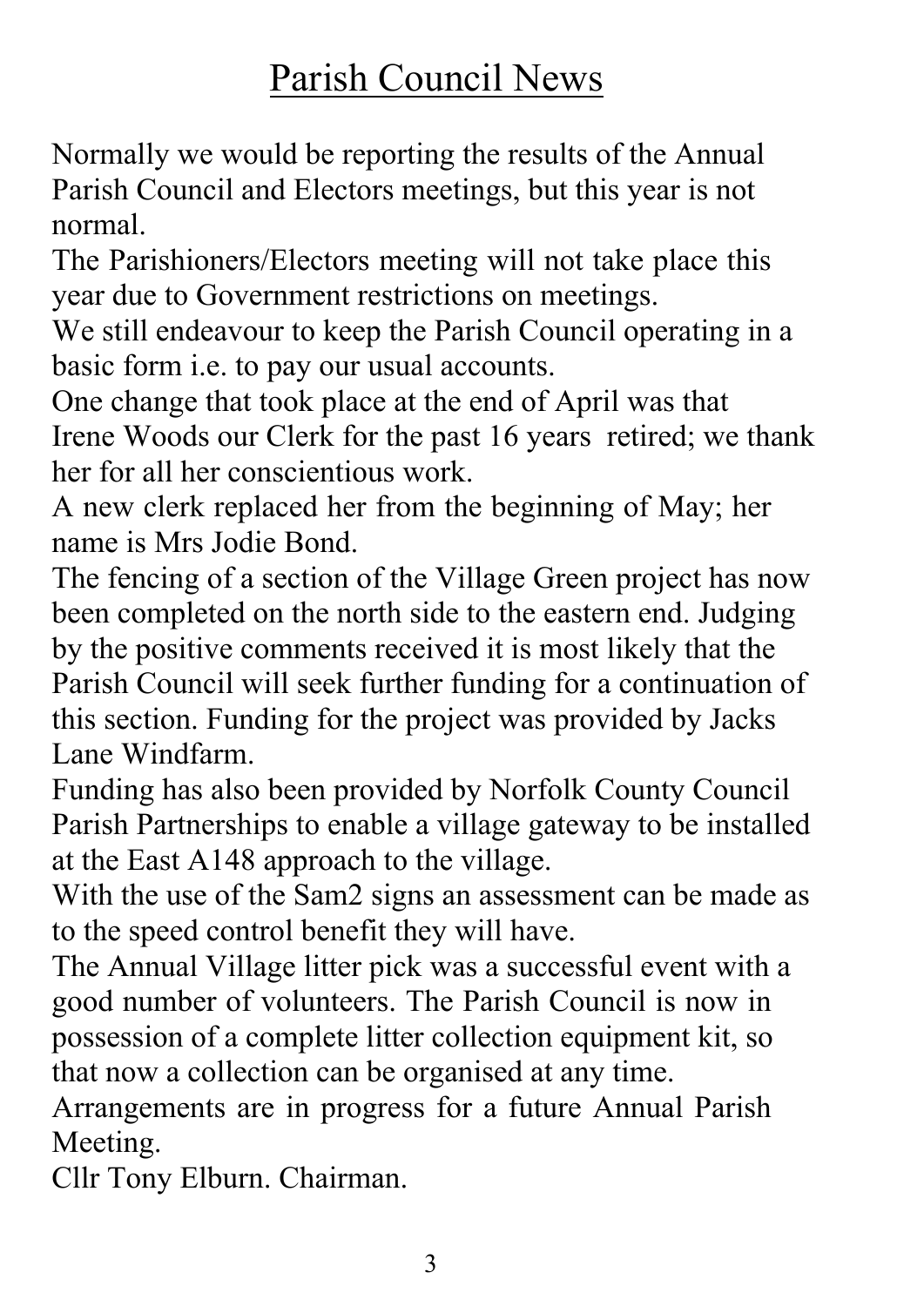# Parish Council News

Normally we would be reporting the results of the Annual Parish Council and Electors meetings, but this year is not normal.

The Parishioners/Electors meeting will not take place this year due to Government restrictions on meetings.

We still endeavour to keep the Parish Council operating in a basic form i.e. to pay our usual accounts.

One change that took place at the end of April was that Irene Woods our Clerk for the past 16 years retired; we thank her for all her conscientious work.

A new clerk replaced her from the beginning of May; her name is Mrs Jodie Bond.

The fencing of a section of the Village Green project has now been completed on the north side to the eastern end. Judging by the positive comments received it is most likely that the Parish Council will seek further funding for a continuation of this section. Funding for the project was provided by Jacks Lane Windfarm.

Funding has also been provided by Norfolk County Council Parish Partnerships to enable a village gateway to be installed at the East A148 approach to the village.

With the use of the Sam2 signs an assessment can be made as to the speed control benefit they will have.

The Annual Village litter pick was a successful event with a good number of volunteers. The Parish Council is now in possession of a complete litter collection equipment kit, so that now a collection can be organised at any time.

Arrangements are in progress for a future Annual Parish Meeting.

Cllr Tony Elburn. Chairman.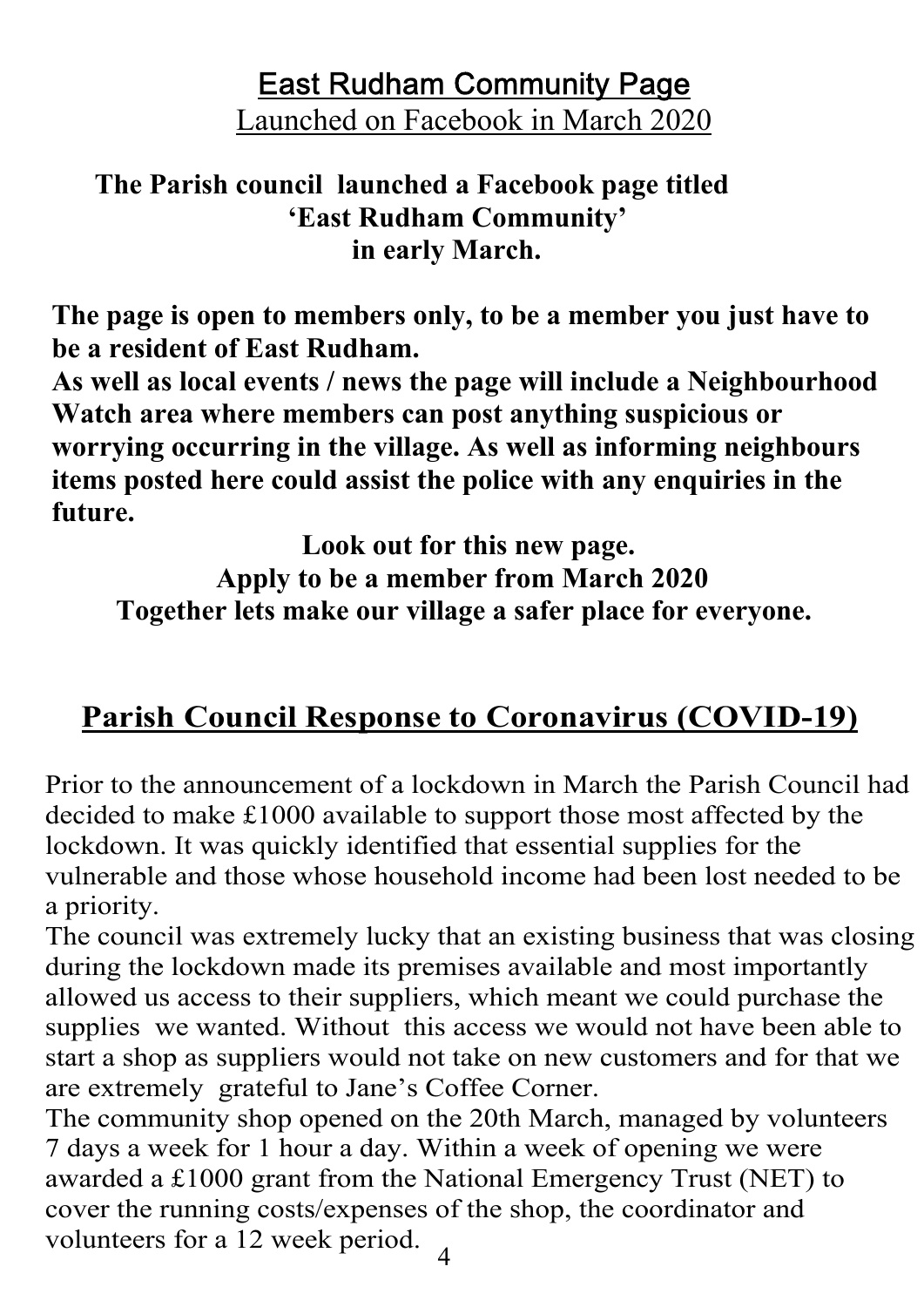## East Rudham Community Page

Launched on Facebook in March 2020

**The Parish council launched a Facebook page titled 'East Rudham Community' in early March.**

**The page is open to members only, to be a member you just have to be a resident of East Rudham.**

**As well as local events / news the page will include a Neighbourhood Watch area where members can post anything suspicious or worrying occurring in the village. As well as informing neighbours items posted here could assist the police with any enquiries in the future.**

**Look out for this new page.**
**Apply to be a member from March 2020**
**Together lets make our village a safer place for everyone.**

## Parish Council Response to Coronavirus (COVID-19)

Prior to the announcement of a lockdown in March the Parish Council had decided to make £1000 available to support those most affected by the lockdown. It was quickly identified that essential supplies for the vulnerable and those whose household income had been lost needed to be a priority.

The council was extremely lucky that an existing business that was closing during the lockdown made its premises available and most importantly allowed us access to their suppliers, which meant we could purchase the supplies we wanted. Without this access we would not have been able to start a shop as suppliers would not take on new customers and for that we are extremely grateful to Jane's Coffee Corner.

The community shop opened on the 20th March, managed by volunteers 7 days a week for 1 hour a day. Within a week of opening we were awarded a £1000 grant from the National Emergency Trust (NET) to cover the running costs/expenses of the shop, the coordinator and volunteers for a 12 week period.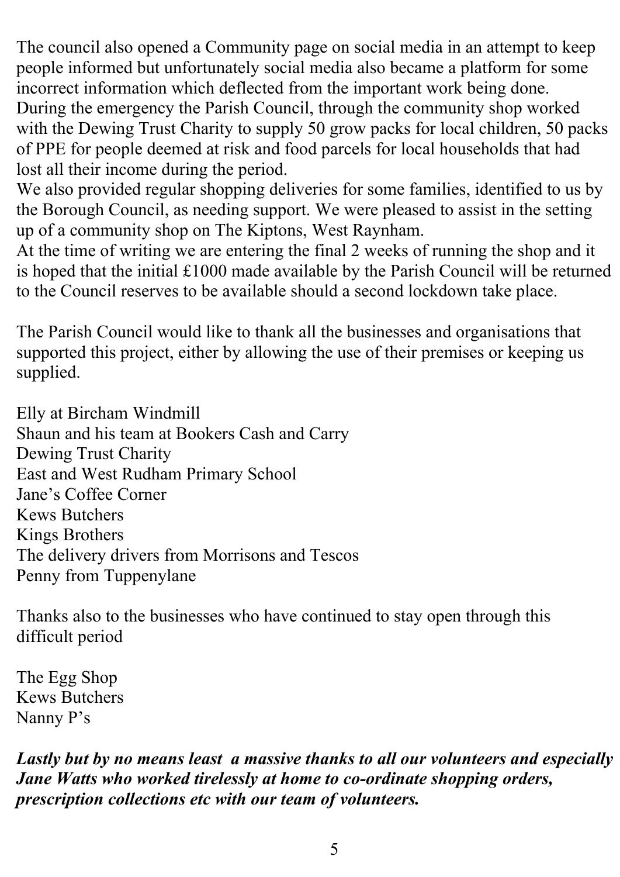The council also opened a Community page on social media in an attempt to keep people informed but unfortunately social media also became a platform for some incorrect information which deflected from the important work being done.
During the emergency the Parish Council, through the community shop worked with the Dewing Trust Charity to supply 50 grow packs for local children, 50 packs of PPE for people deemed at risk and food parcels for local households that had lost all their income during the period.
We also provided regular shopping deliveries for some families, identified to us by the Borough Council, as needing support. We were pleased to assist in the setting up of a community shop on The Kiptons, West Raynham.
At the time of writing we are entering the final 2 weeks of running the shop and it is hoped that the initial £1000 made available by the Parish Council will be returned to the Council reserves to be available should a second lockdown take place.

The Parish Council would like to thank all the businesses and organisations that supported this project, either by allowing the use of their premises or keeping us supplied.

Elly at Bircham Windmill
Shaun and his team at Bookers Cash and Carry
Dewing Trust Charity
East and West Rudham Primary School
Jane's Coffee Corner
Kews Butchers
Kings Brothers
The delivery drivers from Morrisons and Tescos
Penny from Tuppenylane

Thanks also to the businesses who have continued to stay open through this difficult period

The Egg Shop
Kews Butchers
Nanny P's

***Lastly but by no means least a massive thanks to all our volunteers and especially Jane Watts who worked tirelessly at home to co-ordinate shopping orders, prescription collections etc with our team of volunteers.***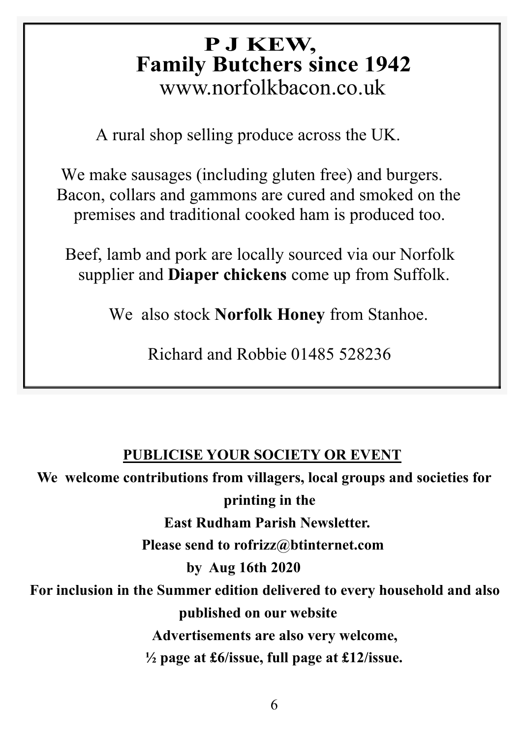## P J KEW,
## Family Butchers since 1942
www.norfolkbacon.co.uk

A rural shop selling produce across the UK.

We make sausages (including gluten free) and burgers. Bacon, collars and gammons are cured and smoked on the premises and traditional cooked ham is produced too.

Beef, lamb and pork are locally sourced via our Norfolk supplier and **Diaper chickens** come up from Suffolk.

We also stock **Norfolk Honey** from Stanhoe.

Richard and Robbie 01485 528236

**PUBLICISE YOUR SOCIETY OR EVENT**

**We welcome contributions from villagers, local groups and societies for printing in the**

**East Rudham Parish Newsletter.**

**Please send to rofrizz@btinternet.com**

**by Aug 16th 2020**

**For inclusion in the Summer edition delivered to every household and also published on our website**

**Advertisements are also very welcome,**

**½ page at £6/issue, full page at £12/issue.**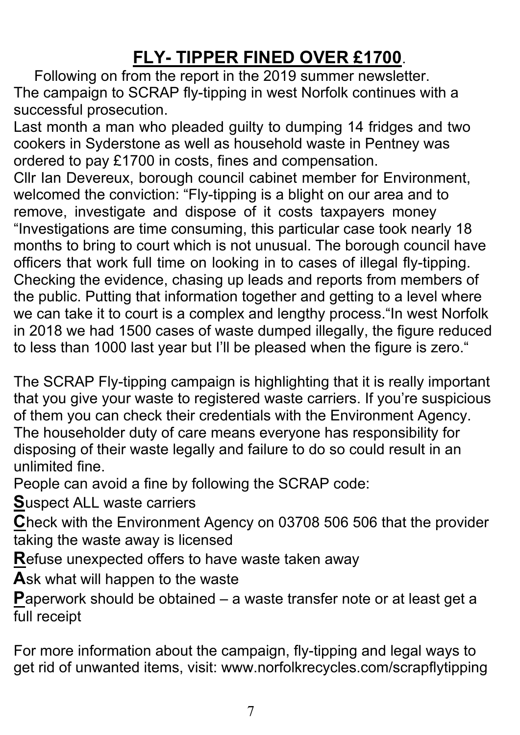# **FLY- TIPPER FINED OVER £1700**.

Following on from the report in the 2019 summer newsletter.
The campaign to SCRAP fly-tipping in west Norfolk continues with a successful prosecution.

Last month a man who pleaded guilty to dumping 14 fridges and two cookers in Syderstone as well as household waste in Pentney was ordered to pay £1700 in costs, fines and compensation.

Cllr Ian Devereux, borough council cabinet member for Environment, welcomed the conviction: "Fly-tipping is a blight on our area and to remove, investigate and dispose of it costs taxpayers money "Investigations are time consuming, this particular case took nearly 18 months to bring to court which is not unusual. The borough council have officers that work full time on looking in to cases of illegal fly-tipping. Checking the evidence, chasing up leads and reports from members of the public. Putting that information together and getting to a level where we can take it to court is a complex and lengthy process."In west Norfolk in 2018 we had 1500 cases of waste dumped illegally, the figure reduced to less than 1000 last year but I'll be pleased when the figure is zero."

The SCRAP Fly-tipping campaign is highlighting that it is really important that you give your waste to registered waste carriers. If you're suspicious of them you can check their credentials with the Environment Agency. The householder duty of care means everyone has responsibility for disposing of their waste legally and failure to do so could result in an unlimited fine.

People can avoid a fine by following the SCRAP code:

**S**uspect ALL waste carriers

**C**heck with the Environment Agency on 03708 506 506 that the provider taking the waste away is licensed

**R**efuse unexpected offers to have waste taken away

**A**sk what will happen to the waste

**P**aperwork should be obtained – a waste transfer note or at least get a full receipt

For more information about the campaign, fly-tipping and legal ways to get rid of unwanted items, visit: www.norfolkrecycles.com/scrapflytipping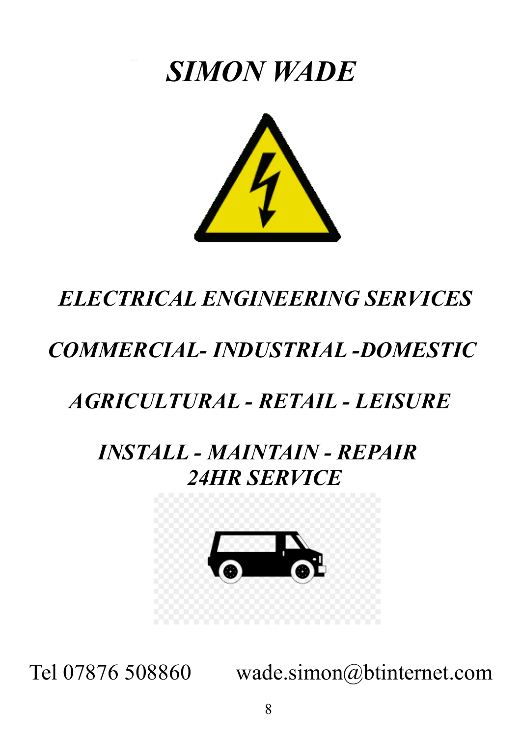# *SIMON WADE*

***ELECTRICAL ENGINEERING SERVICES***

***COMMERCIAL- INDUSTRIAL -DOMESTIC***

***AGRICULTURAL - RETAIL - LEISURE***

***INSTALL - MAINTAIN - REPAIR***
***24HR SERVICE***

Tel 07876 508860 wade.simon@btinternet.com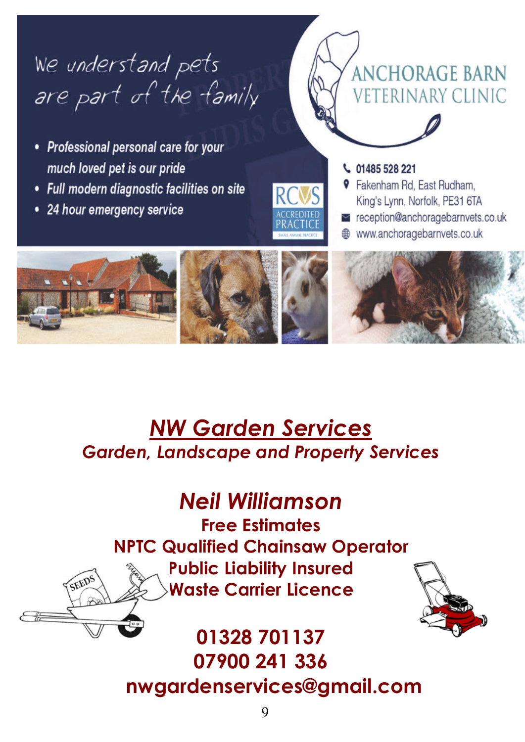We understand pets are part of the family

- Professional personal care for your much loved pet is our pride
- Full modern diagnostic facilities on site
- 24 hour emergency service

RCVS ACCREDITED PRACTICE

ANCHORAGE BARN VETERINARY CLINIC

01485 528 221
Fakenham Rd, East Rudham, King's Lynn, Norfolk, PE31 6TA
reception@anchoragebarnvets.co.uk
www.anchoragebarnvets.co.uk

# *NW Garden Services*

*Garden, Landscape and Property Services*

## *Neil Williamson*

**Free Estimates**
**NPTC Qualified Chainsaw Operator**
**Public Liability Insured**
**Waste Carrier Licence**

**01328 701137**
**07900 241 336**
**nwgardenservices@gmail.com**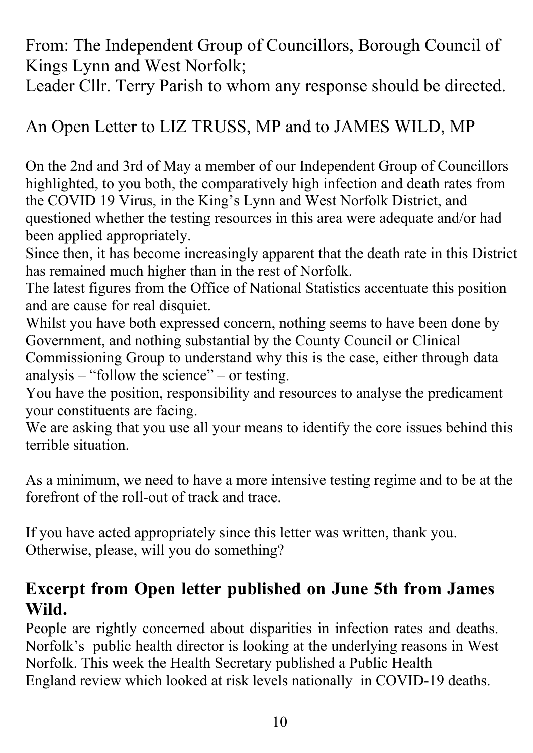From: The Independent Group of Councillors, Borough Council of Kings Lynn and West Norfolk;
Leader Cllr. Terry Parish to whom any response should be directed.

An Open Letter to LIZ TRUSS, MP and to JAMES WILD, MP

On the 2nd and 3rd of May a member of our Independent Group of Councillors highlighted, to you both, the comparatively high infection and death rates from the COVID 19 Virus, in the King's Lynn and West Norfolk District, and questioned whether the testing resources in this area were adequate and/or had been applied appropriately.
Since then, it has become increasingly apparent that the death rate in this District has remained much higher than in the rest of Norfolk.
The latest figures from the Office of National Statistics accentuate this position and are cause for real disquiet.
Whilst you have both expressed concern, nothing seems to have been done by Government, and nothing substantial by the County Council or Clinical Commissioning Group to understand why this is the case, either through data analysis – "follow the science" – or testing.
You have the position, responsibility and resources to analyse the predicament your constituents are facing.
We are asking that you use all your means to identify the core issues behind this terrible situation.

As a minimum, we need to have a more intensive testing regime and to be at the forefront of the roll-out of track and trace.

If you have acted appropriately since this letter was written, thank you.
Otherwise, please, will you do something?

## Excerpt from Open letter published on June 5th from James Wild.

People are rightly concerned about disparities in infection rates and deaths. Norfolk's public health director is looking at the underlying reasons in West Norfolk. This week the Health Secretary published a Public Health England review which looked at risk levels nationally in COVID-19 deaths.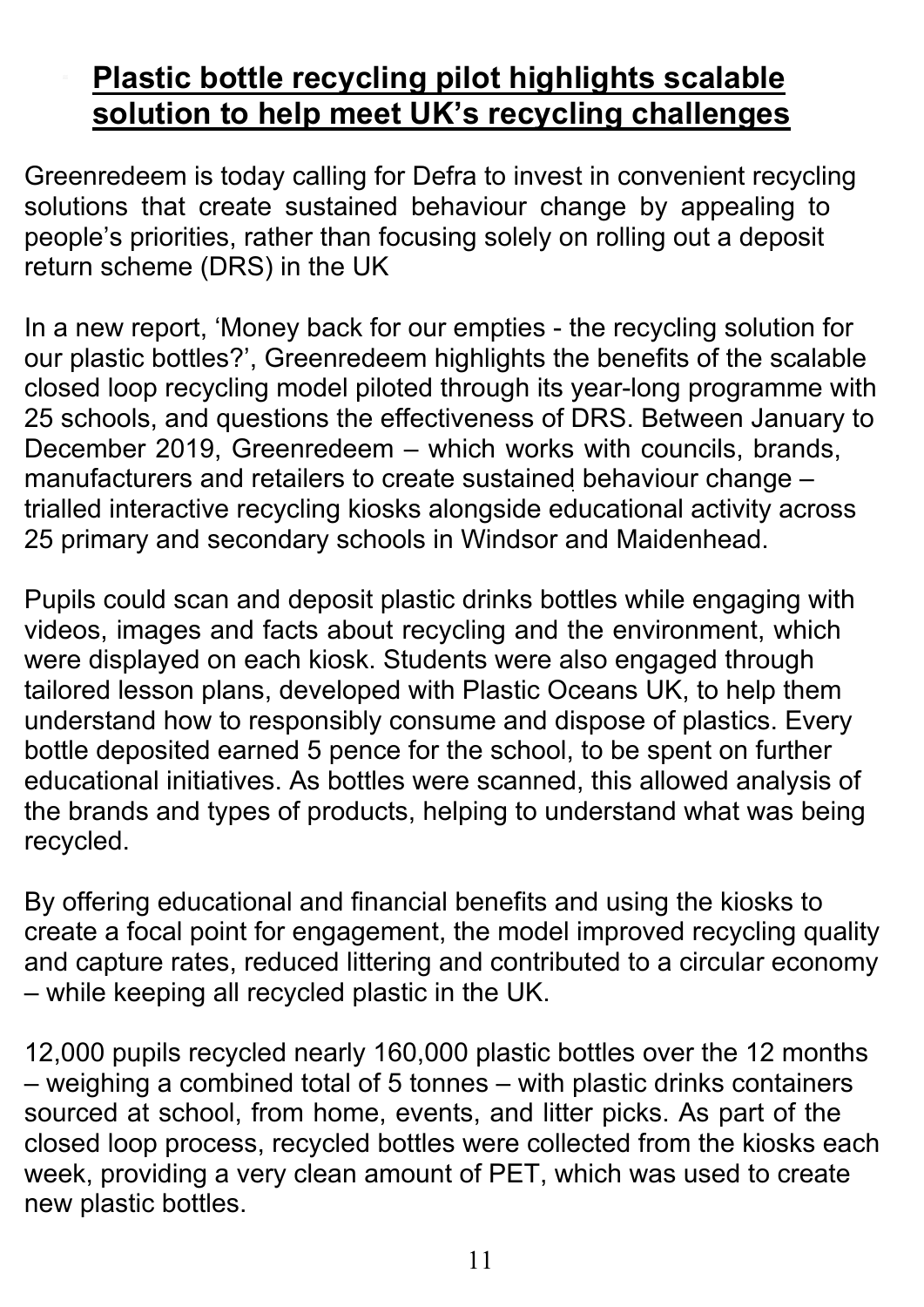## Plastic bottle recycling pilot highlights scalable solution to help meet UK's recycling challenges

Greenredeem is today calling for Defra to invest in convenient recycling solutions that create sustained behaviour change by appealing to people's priorities, rather than focusing solely on rolling out a deposit return scheme (DRS) in the UK

In a new report, 'Money back for our empties - the recycling solution for our plastic bottles?', Greenredeem highlights the benefits of the scalable closed loop recycling model piloted through its year-long programme with 25 schools, and questions the effectiveness of DRS. Between January to December 2019, Greenredeem – which works with councils, brands, manufacturers and retailers to create sustained behaviour change – trialled interactive recycling kiosks alongside educational activity across 25 primary and secondary schools in Windsor and Maidenhead.

Pupils could scan and deposit plastic drinks bottles while engaging with videos, images and facts about recycling and the environment, which were displayed on each kiosk. Students were also engaged through tailored lesson plans, developed with Plastic Oceans UK, to help them understand how to responsibly consume and dispose of plastics. Every bottle deposited earned 5 pence for the school, to be spent on further educational initiatives. As bottles were scanned, this allowed analysis of the brands and types of products, helping to understand what was being recycled.

By offering educational and financial benefits and using the kiosks to create a focal point for engagement, the model improved recycling quality and capture rates, reduced littering and contributed to a circular economy – while keeping all recycled plastic in the UK.

12,000 pupils recycled nearly 160,000 plastic bottles over the 12 months – weighing a combined total of 5 tonnes – with plastic drinks containers sourced at school, from home, events, and litter picks. As part of the closed loop process, recycled bottles were collected from the kiosks each week, providing a very clean amount of PET, which was used to create new plastic bottles.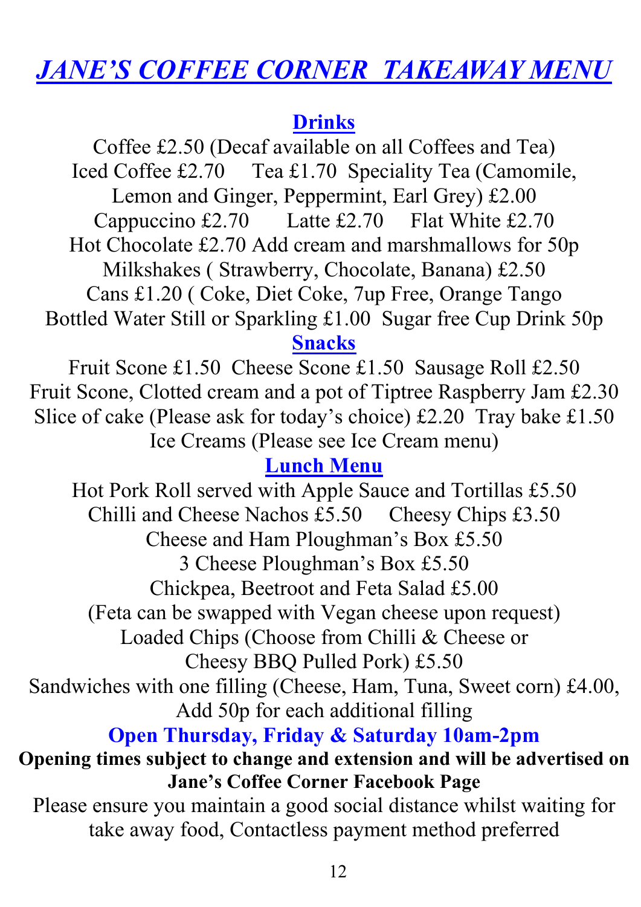# *JANE'S COFFEE CORNER TAKEAWAY MENU*

## Drinks

Coffee £2.50 (Decaf available on all Coffees and Tea)
Iced Coffee £2.70 Tea £1.70 Speciality Tea (Camomile, Lemon and Ginger, Peppermint, Earl Grey) £2.00
Cappuccino £2.70 Latte £2.70 Flat White £2.70
Hot Chocolate £2.70 Add cream and marshmallows for 50p
Milkshakes ( Strawberry, Chocolate, Banana) £2.50
Cans £1.20 ( Coke, Diet Coke, 7up Free, Orange Tango
Bottled Water Still or Sparkling £1.00 Sugar free Cup Drink 50p

## Snacks

Fruit Scone £1.50 Cheese Scone £1.50 Sausage Roll £2.50
Fruit Scone, Clotted cream and a pot of Tiptree Raspberry Jam £2.30
Slice of cake (Please ask for today's choice) £2.20 Tray bake £1.50
Ice Creams (Please see Ice Cream menu)

## Lunch Menu

Hot Pork Roll served with Apple Sauce and Tortillas £5.50
Chilli and Cheese Nachos £5.50 Cheesy Chips £3.50
Cheese and Ham Ploughman's Box £5.50
3 Cheese Ploughman's Box £5.50
Chickpea, Beetroot and Feta Salad £5.00
(Feta can be swapped with Vegan cheese upon request)
Loaded Chips (Choose from Chilli & Cheese or Cheesy BBQ Pulled Pork) £5.50
Sandwiches with one filling (Cheese, Ham, Tuna, Sweet corn) £4.00, Add 50p for each additional filling

**Open Thursday, Friday & Saturday 10am-2pm**

**Opening times subject to change and extension and will be advertised on Jane's Coffee Corner Facebook Page**

Please ensure you maintain a good social distance whilst waiting for take away food, Contactless payment method preferred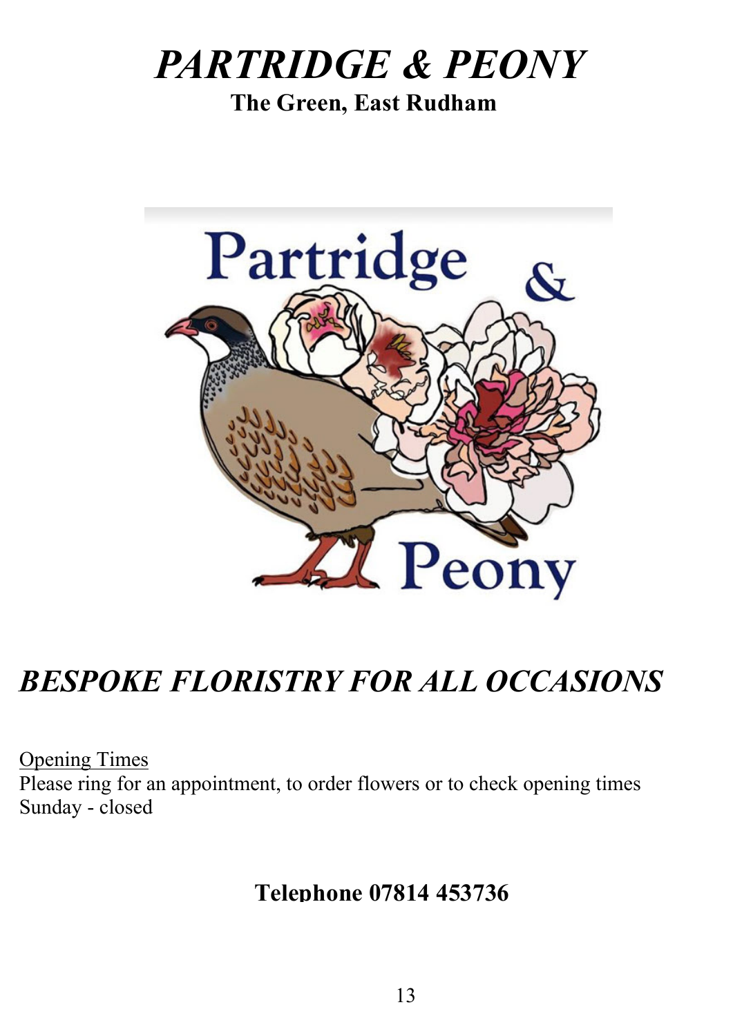# *PARTRIDGE & PEONY*

**The Green, East Rudham**

## *BESPOKE FLORISTRY FOR ALL OCCASIONS*

Opening Times
Please ring for an appointment, to order flowers or to check opening times
Sunday - closed

**Telephone 07814 453736**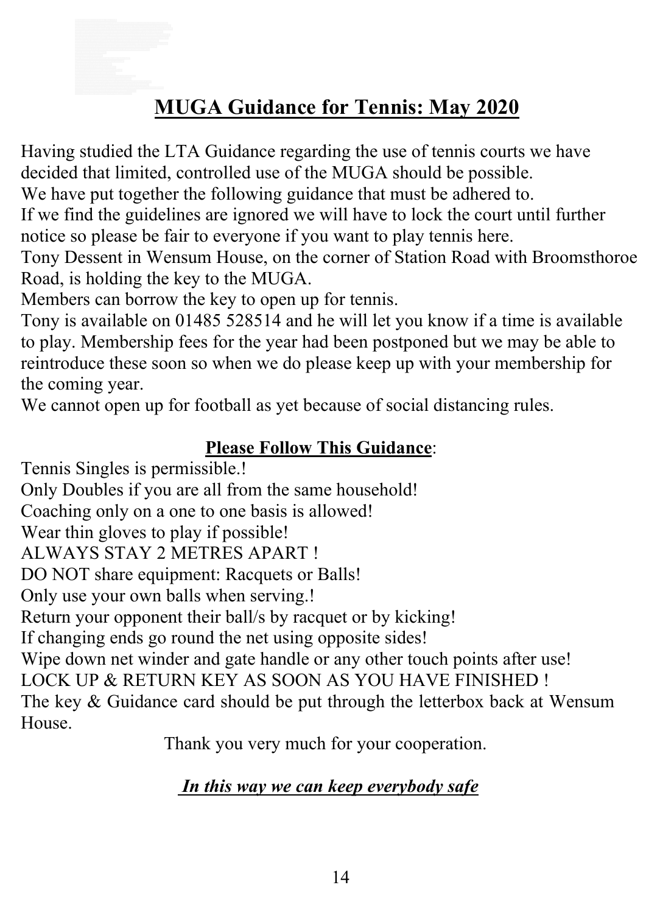## MUGA Guidance for Tennis: May 2020

Having studied the LTA Guidance regarding the use of tennis courts we have decided that limited, controlled use of the MUGA should be possible.
We have put together the following guidance that must be adhered to.
If we find the guidelines are ignored we will have to lock the court until further notice so please be fair to everyone if you want to play tennis here.
Tony Dessent in Wensum House, on the corner of Station Road with Broomsthoroe Road, is holding the key to the MUGA.
Members can borrow the key to open up for tennis.
Tony is available on 01485 528514 and he will let you know if a time is available to play. Membership fees for the year had been postponed but we may be able to reintroduce these soon so when we do please keep up with your membership for the coming year.
We cannot open up for football as yet because of social distancing rules.

**Please Follow This Guidance**:

Tennis Singles is permissible.!
Only Doubles if you are all from the same household!
Coaching only on a one to one basis is allowed!
Wear thin gloves to play if possible!
ALWAYS STAY 2 METRES APART !
DO NOT share equipment: Racquets or Balls!
Only use your own balls when serving.!
Return your opponent their ball/s by racquet or by kicking!
If changing ends go round the net using opposite sides!
Wipe down net winder and gate handle or any other touch points after use!
LOCK UP & RETURN KEY AS SOON AS YOU HAVE FINISHED !
The key & Guidance card should be put through the letterbox back at Wensum House.

Thank you very much for your cooperation.

***In this way we can keep everybody safe***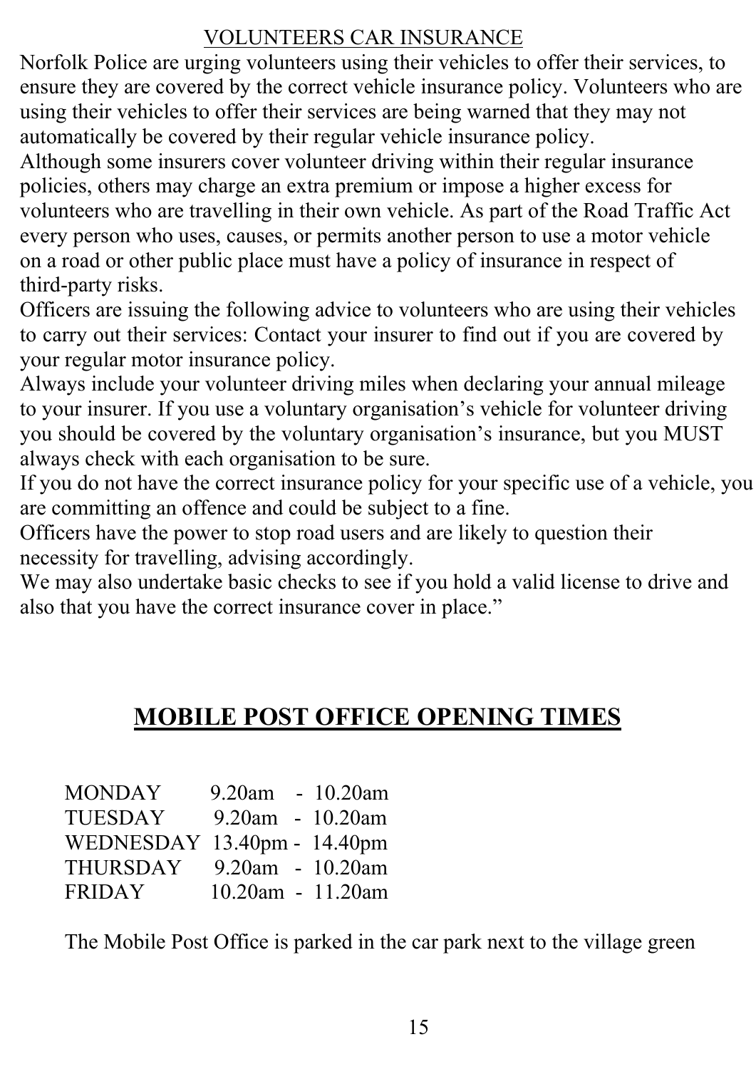## VOLUNTEERS CAR INSURANCE

Norfolk Police are urging volunteers using their vehicles to offer their services, to ensure they are covered by the correct vehicle insurance policy. Volunteers who are using their vehicles to offer their services are being warned that they may not automatically be covered by their regular vehicle insurance policy.

Although some insurers cover volunteer driving within their regular insurance policies, others may charge an extra premium or impose a higher excess for volunteers who are travelling in their own vehicle. As part of the Road Traffic Act every person who uses, causes, or permits another person to use a motor vehicle on a road or other public place must have a policy of insurance in respect of third-party risks.

Officers are issuing the following advice to volunteers who are using their vehicles to carry out their services: Contact your insurer to find out if you are covered by your regular motor insurance policy.

Always include your volunteer driving miles when declaring your annual mileage to your insurer. If you use a voluntary organisation's vehicle for volunteer driving you should be covered by the voluntary organisation's insurance, but you MUST always check with each organisation to be sure.

If you do not have the correct insurance policy for your specific use of a vehicle, you are committing an offence and could be subject to a fine.

Officers have the power to stop road users and are likely to question their necessity for travelling, advising accordingly.

We may also undertake basic checks to see if you hold a valid license to drive and also that you have the correct insurance cover in place."

## MOBILE POST OFFICE OPENING TIMES

| | |
|---|---|
| MONDAY | 9.20am - 10.20am |
| TUESDAY | 9.20am - 10.20am |
| WEDNESDAY | 13.40pm - 14.40pm |
| THURSDAY | 9.20am - 10.20am |
| FRIDAY | 10.20am - 11.20am |

The Mobile Post Office is parked in the car park next to the village green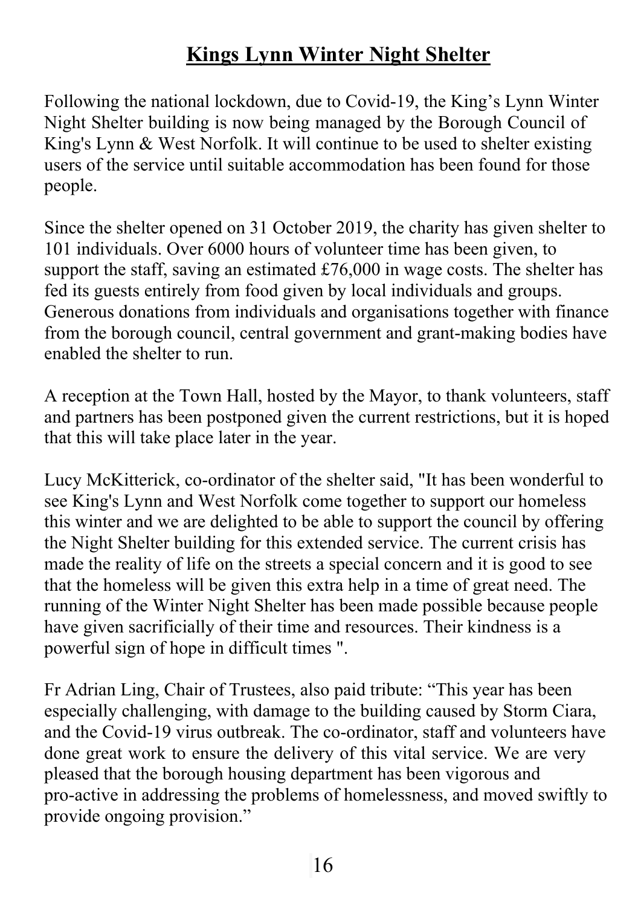## Kings Lynn Winter Night Shelter

Following the national lockdown, due to Covid-19, the King's Lynn Winter Night Shelter building is now being managed by the Borough Council of King's Lynn & West Norfolk. It will continue to be used to shelter existing users of the service until suitable accommodation has been found for those people.

Since the shelter opened on 31 October 2019, the charity has given shelter to 101 individuals. Over 6000 hours of volunteer time has been given, to support the staff, saving an estimated £76,000 in wage costs. The shelter has fed its guests entirely from food given by local individuals and groups. Generous donations from individuals and organisations together with finance from the borough council, central government and grant-making bodies have enabled the shelter to run.

A reception at the Town Hall, hosted by the Mayor, to thank volunteers, staff and partners has been postponed given the current restrictions, but it is hoped that this will take place later in the year.

Lucy McKitterick, co-ordinator of the shelter said, "It has been wonderful to see King's Lynn and West Norfolk come together to support our homeless this winter and we are delighted to be able to support the council by offering the Night Shelter building for this extended service. The current crisis has made the reality of life on the streets a special concern and it is good to see that the homeless will be given this extra help in a time of great need. The running of the Winter Night Shelter has been made possible because people have given sacrificially of their time and resources. Their kindness is a powerful sign of hope in difficult times ".

Fr Adrian Ling, Chair of Trustees, also paid tribute: "This year has been especially challenging, with damage to the building caused by Storm Ciara, and the Covid-19 virus outbreak. The co-ordinator, staff and volunteers have done great work to ensure the delivery of this vital service. We are very pleased that the borough housing department has been vigorous and pro-active in addressing the problems of homelessness, and moved swiftly to provide ongoing provision."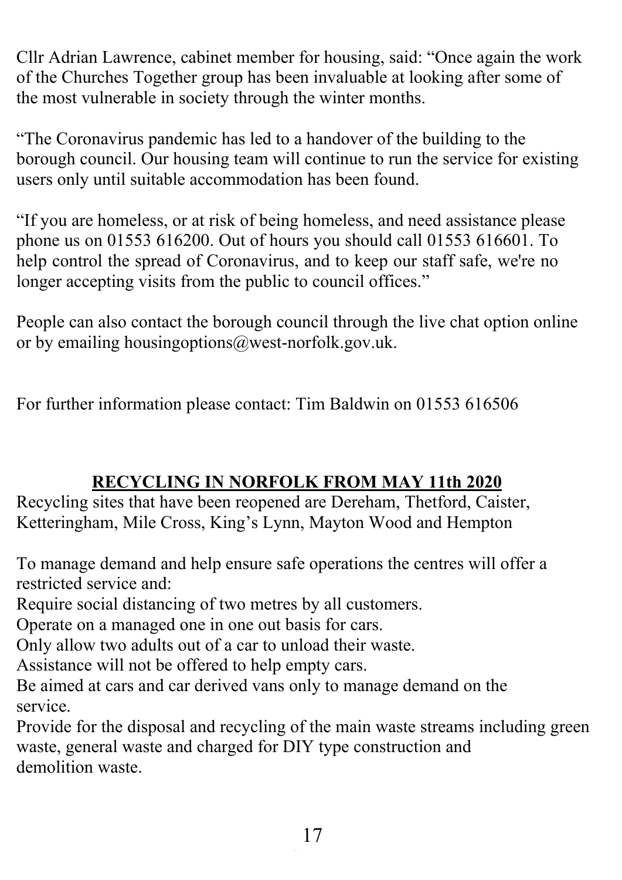Cllr Adrian Lawrence, cabinet member for housing, said: “Once again the work of the Churches Together group has been invaluable at looking after some of the most vulnerable in society through the winter months.

“The Coronavirus pandemic has led to a handover of the building to the borough council. Our housing team will continue to run the service for existing users only until suitable accommodation has been found.

“If you are homeless, or at risk of being homeless, and need assistance please phone us on 01553 616200. Out of hours you should call 01553 616601. To help control the spread of Coronavirus, and to keep our staff safe, we're no longer accepting visits from the public to council offices.”

People can also contact the borough council through the live chat option online or by emailing housingoptions@west-norfolk.gov.uk.

For further information please contact: Tim Baldwin on 01553 616506

## RECYCLING IN NORFOLK FROM MAY 11th 2020

Recycling sites that have been reopened are Dereham, Thetford, Caister, Ketteringham, Mile Cross, King’s Lynn, Mayton Wood and Hempton

To manage demand and help ensure safe operations the centres will offer a restricted service and:

Require social distancing of two metres by all customers.

Operate on a managed one in one out basis for cars.

Only allow two adults out of a car to unload their waste.

Assistance will not be offered to help empty cars.

Be aimed at cars and car derived vans only to manage demand on the service.

Provide for the disposal and recycling of the main waste streams including green waste, general waste and charged for DIY type construction and demolition waste.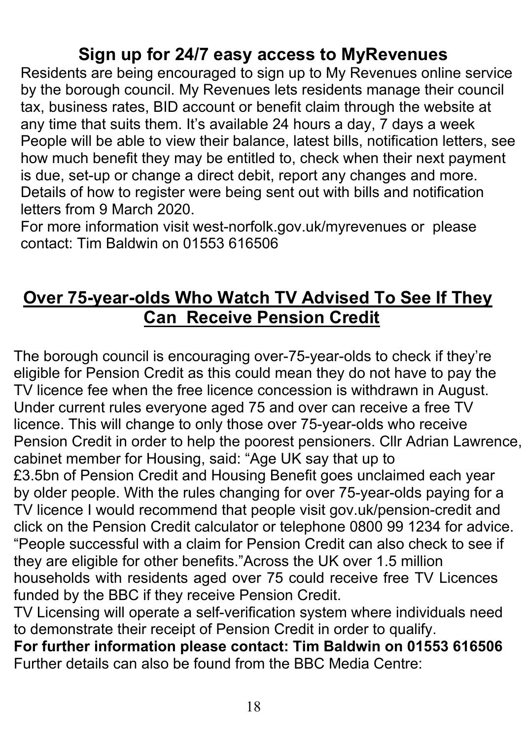## Sign up for 24/7 easy access to MyRevenues

Residents are being encouraged to sign up to My Revenues online service by the borough council. My Revenues lets residents manage their council tax, business rates, BID account or benefit claim through the website at any time that suits them. It's available 24 hours a day, 7 days a week People will be able to view their balance, latest bills, notification letters, see how much benefit they may be entitled to, check when their next payment is due, set-up or change a direct debit, report any changes and more. Details of how to register were being sent out with bills and notification letters from 9 March 2020.

For more information visit west-norfolk.gov.uk/myrevenues or please contact: Tim Baldwin on 01553 616506

## Over 75-year-olds Who Watch TV Advised To See If They Can Receive Pension Credit

The borough council is encouraging over-75-year-olds to check if they're eligible for Pension Credit as this could mean they do not have to pay the TV licence fee when the free licence concession is withdrawn in August. Under current rules everyone aged 75 and over can receive a free TV licence. This will change to only those over 75-year-olds who receive Pension Credit in order to help the poorest pensioners. Cllr Adrian Lawrence, cabinet member for Housing, said: "Age UK say that up to £3.5bn of Pension Credit and Housing Benefit goes unclaimed each year by older people. With the rules changing for over 75-year-olds paying for a TV licence I would recommend that people visit gov.uk/pension-credit and click on the Pension Credit calculator or telephone 0800 99 1234 for advice. "People successful with a claim for Pension Credit can also check to see if they are eligible for other benefits."Across the UK over 1.5 million households with residents aged over 75 could receive free TV Licences funded by the BBC if they receive Pension Credit.

TV Licensing will operate a self-verification system where individuals need to demonstrate their receipt of Pension Credit in order to qualify.

**For further information please contact: Tim Baldwin on 01553 616506**

Further details can also be found from the BBC Media Centre: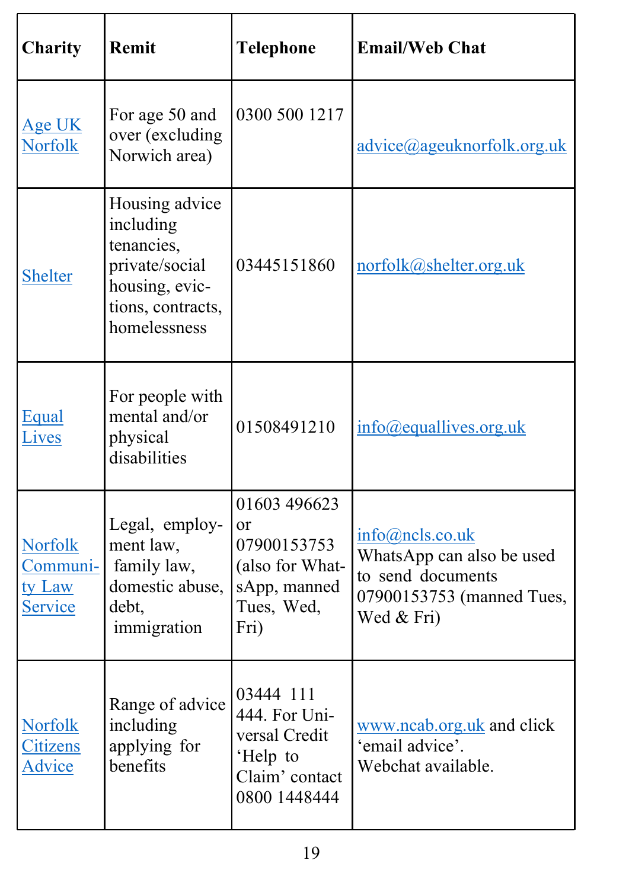| Charity | Remit | Telephone | Email/Web Chat |
|---|---|---|---|
| Age UK Norfolk | For age 50 and over (excluding Norwich area) | 0300 500 1217 | advice@ageuknorfolk.org.uk |
| Shelter | Housing advice including tenancies, private/social housing, evictions, contracts, homelessness | 03445151860 | norfolk@shelter.org.uk |
| Equal Lives | For people with mental and/or physical disabilities | 01508491210 | info@equallives.org.uk |
| Norfolk Community Law Service | Legal, employment law, family law, domestic abuse, debt, immigration | 01603 496623 or 07900153753 (also for WhatsApp, manned Tues, Wed, Fri) | info@ncls.co.uk WhatsApp can also be used to send documents 07900153753 (manned Tues, Wed & Fri) |
| Norfolk Citizens Advice | Range of advice including applying for benefits | 03444 111 444. For Universal Credit 'Help to Claim' contact 0800 1448444 | www.ncab.org.uk and click 'email advice'. Webchat available. |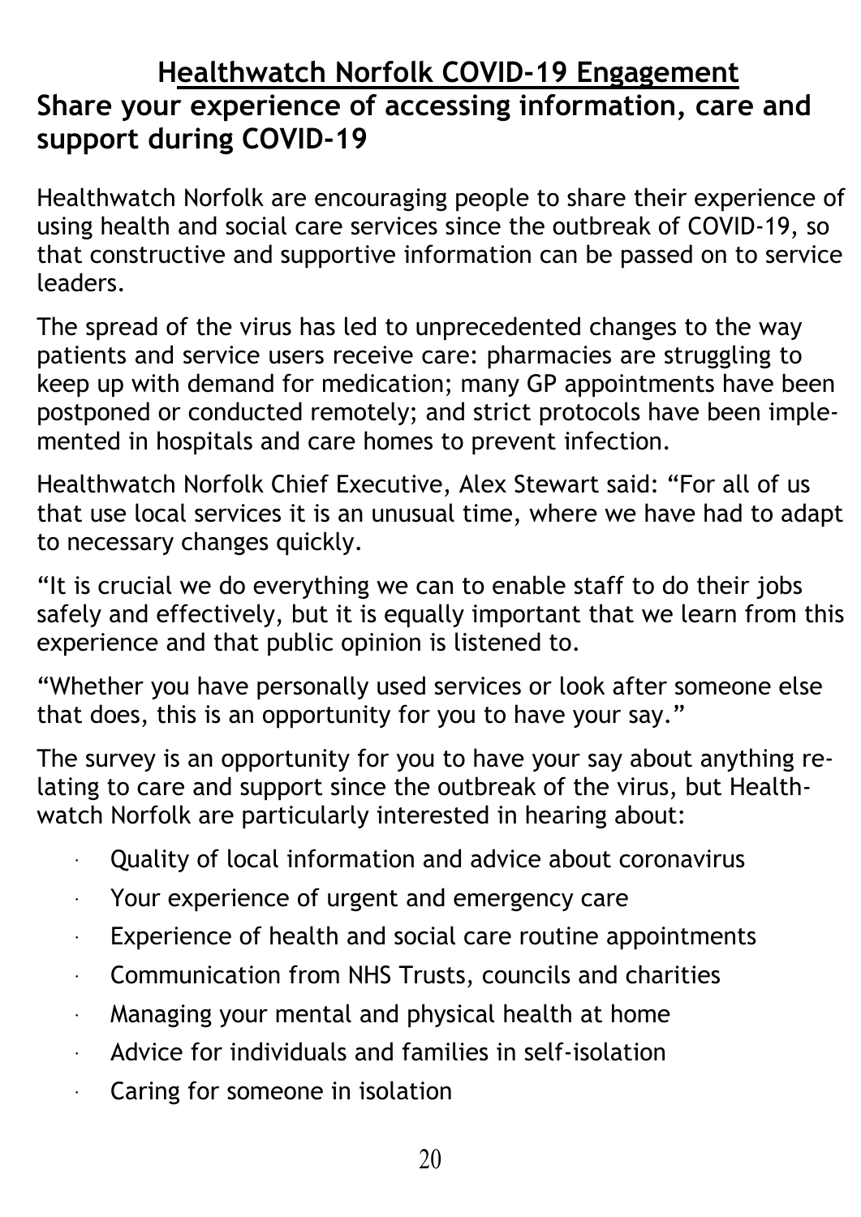# Healthwatch Norfolk COVID-19 Engagement

## Share your experience of accessing information, care and support during COVID-19

Healthwatch Norfolk are encouraging people to share their experience of using health and social care services since the outbreak of COVID-19, so that constructive and supportive information can be passed on to service leaders.

The spread of the virus has led to unprecedented changes to the way patients and service users receive care: pharmacies are struggling to keep up with demand for medication; many GP appointments have been postponed or conducted remotely; and strict protocols have been implemented in hospitals and care homes to prevent infection.

Healthwatch Norfolk Chief Executive, Alex Stewart said: "For all of us that use local services it is an unusual time, where we have had to adapt to necessary changes quickly.

"It is crucial we do everything we can to enable staff to do their jobs safely and effectively, but it is equally important that we learn from this experience and that public opinion is listened to.

"Whether you have personally used services or look after someone else that does, this is an opportunity for you to have your say."

The survey is an opportunity for you to have your say about anything relating to care and support since the outbreak of the virus, but Healthwatch Norfolk are particularly interested in hearing about:

- Quality of local information and advice about coronavirus
- Your experience of urgent and emergency care
- Experience of health and social care routine appointments
- Communication from NHS Trusts, councils and charities
- Managing your mental and physical health at home
- Advice for individuals and families in self-isolation
- Caring for someone in isolation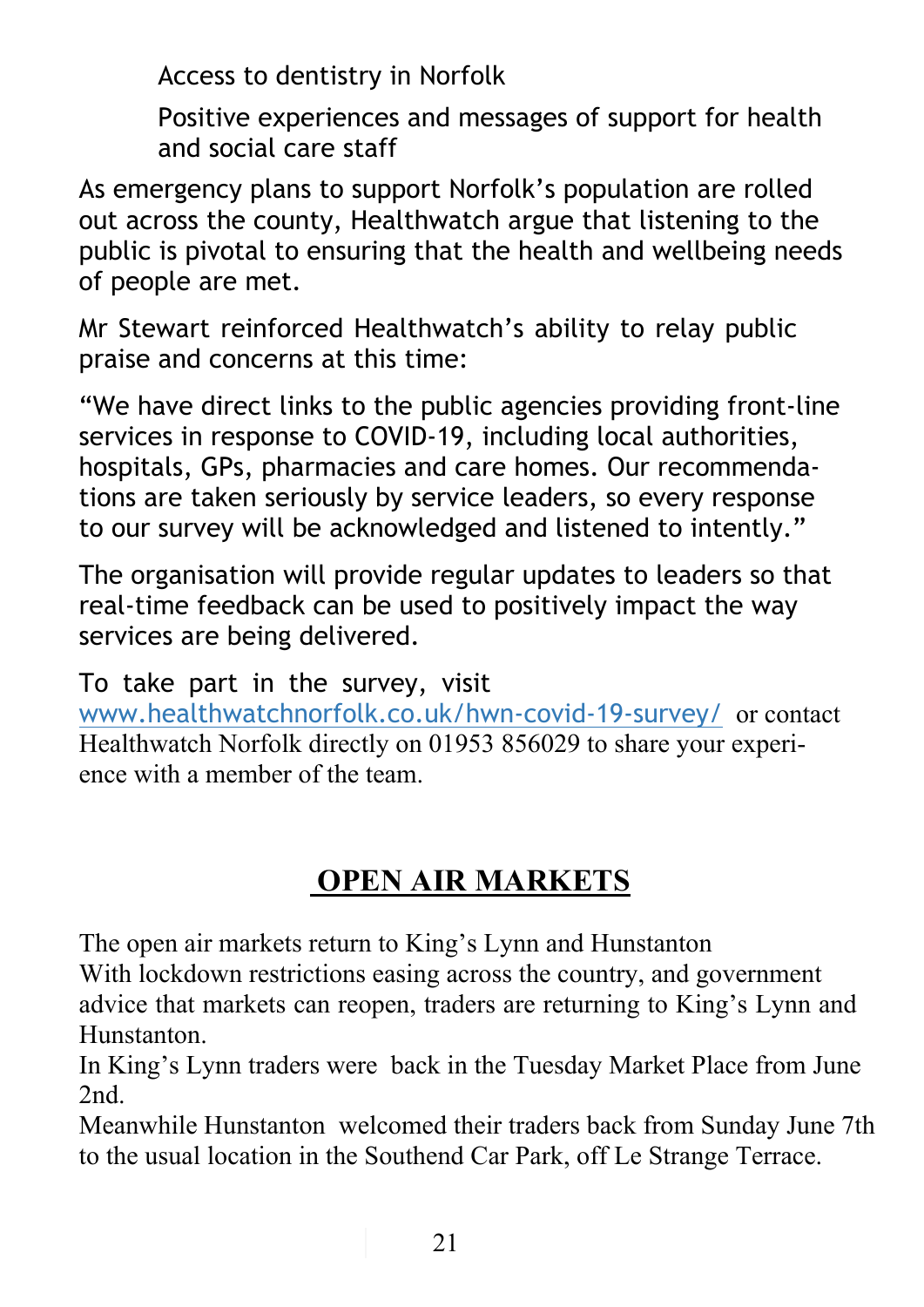Access to dentistry in Norfolk

Positive experiences and messages of support for health and social care staff

As emergency plans to support Norfolk's population are rolled out across the county, Healthwatch argue that listening to the public is pivotal to ensuring that the health and wellbeing needs of people are met.

Mr Stewart reinforced Healthwatch's ability to relay public praise and concerns at this time:

"We have direct links to the public agencies providing front-line services in response to COVID-19, including local authorities, hospitals, GPs, pharmacies and care homes. Our recommendations are taken seriously by service leaders, so every response to our survey will be acknowledged and listened to intently."

The organisation will provide regular updates to leaders so that real-time feedback can be used to positively impact the way services are being delivered.

To take part in the survey, visit www.healthwatchnorfolk.co.uk/hwn-covid-19-survey/ or contact Healthwatch Norfolk directly on 01953 856029 to share your experience with a member of the team.

## OPEN AIR MARKETS

The open air markets return to King's Lynn and Hunstanton
With lockdown restrictions easing across the country, and government advice that markets can reopen, traders are returning to King's Lynn and Hunstanton.
In King's Lynn traders were back in the Tuesday Market Place from June 2nd.
Meanwhile Hunstanton welcomed their traders back from Sunday June 7th to the usual location in the Southend Car Park, off Le Strange Terrace.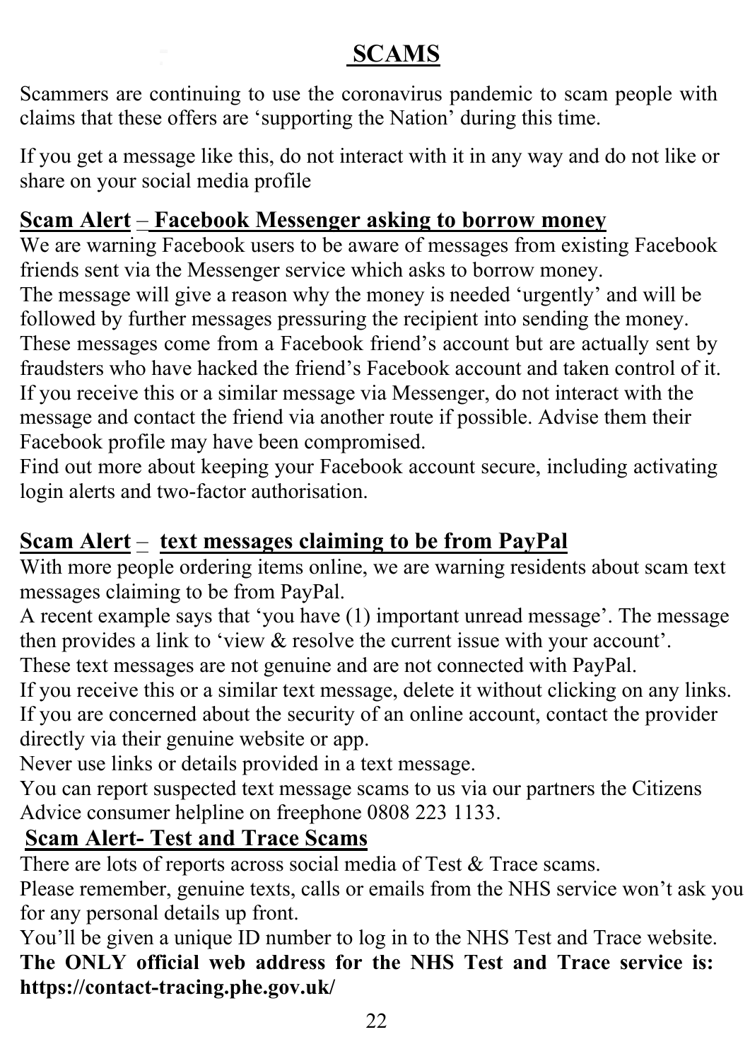# SCAMS

Scammers are continuing to use the coronavirus pandemic to scam people with claims that these offers are 'supporting the Nation' during this time.

If you get a message like this, do not interact with it in any way and do not like or share on your social media profile

## Scam Alert – Facebook Messenger asking to borrow money

We are warning Facebook users to be aware of messages from existing Facebook friends sent via the Messenger service which asks to borrow money.

The message will give a reason why the money is needed 'urgently' and will be followed by further messages pressuring the recipient into sending the money.

These messages come from a Facebook friend's account but are actually sent by fraudsters who have hacked the friend's Facebook account and taken control of it.

If you receive this or a similar message via Messenger, do not interact with the message and contact the friend via another route if possible. Advise them their Facebook profile may have been compromised.

Find out more about keeping your Facebook account secure, including activating login alerts and two-factor authorisation.

## Scam Alert – text messages claiming to be from PayPal

With more people ordering items online, we are warning residents about scam text messages claiming to be from PayPal.

A recent example says that 'you have (1) important unread message'. The message then provides a link to 'view & resolve the current issue with your account'.

These text messages are not genuine and are not connected with PayPal.

If you receive this or a similar text message, delete it without clicking on any links.

If you are concerned about the security of an online account, contact the provider directly via their genuine website or app.

Never use links or details provided in a text message.

You can report suspected text message scams to us via our partners the Citizens Advice consumer helpline on freephone 0808 223 1133.

## Scam Alert- Test and Trace Scams

There are lots of reports across social media of Test & Trace scams.

Please remember, genuine texts, calls or emails from the NHS service won't ask you for any personal details up front.

You'll be given a unique ID number to log in to the NHS Test and Trace website.

**The ONLY official web address for the NHS Test and Trace service is: https://contact-tracing.phe.gov.uk/**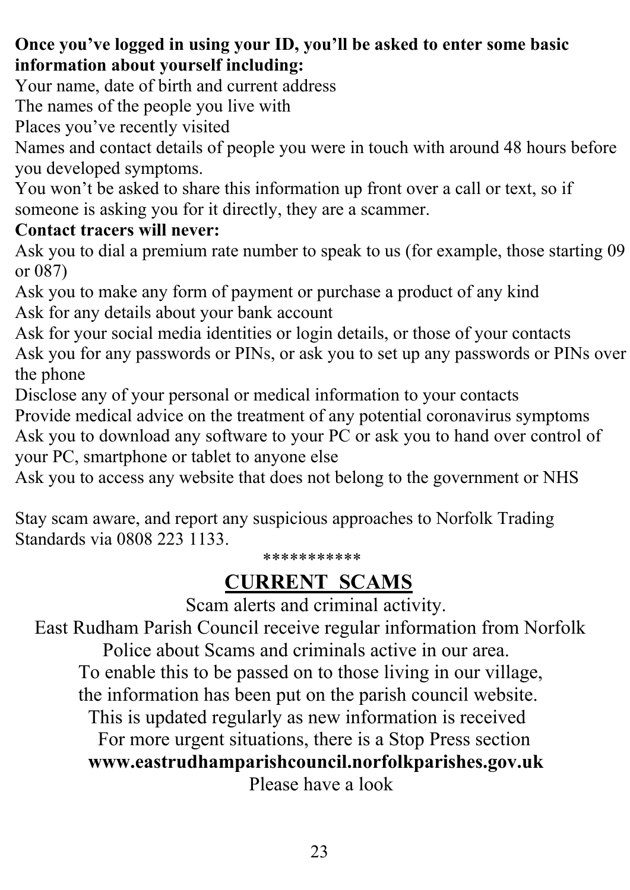**Once you've logged in using your ID, you'll be asked to enter some basic information about yourself including:**

Your name, date of birth and current address

The names of the people you live with

Places you've recently visited

Names and contact details of people you were in touch with around 48 hours before you developed symptoms.

You won't be asked to share this information up front over a call or text, so if someone is asking you for it directly, they are a scammer.

**Contact tracers will never:**

Ask you to dial a premium rate number to speak to us (for example, those starting 09 or 087)

Ask you to make any form of payment or purchase a product of any kind

Ask for any details about your bank account

Ask for your social media identities or login details, or those of your contacts

Ask you for any passwords or PINs, or ask you to set up any passwords or PINs over the phone

Disclose any of your personal or medical information to your contacts

Provide medical advice on the treatment of any potential coronavirus symptoms

Ask you to download any software to your PC or ask you to hand over control of your PC, smartphone or tablet to anyone else

Ask you to access any website that does not belong to the government or NHS

Stay scam aware, and report any suspicious approaches to Norfolk Trading Standards via 0808 223 1133.

***********

## CURRENT SCAMS

Scam alerts and criminal activity.

East Rudham Parish Council receive regular information from Norfolk Police about Scams and criminals active in our area.

To enable this to be passed on to those living in our village, the information has been put on the parish council website.

This is updated regularly as new information is received

For more urgent situations, there is a Stop Press section

**www.eastrudhamparishcouncil.norfolkparishes.gov.uk**

Please have a look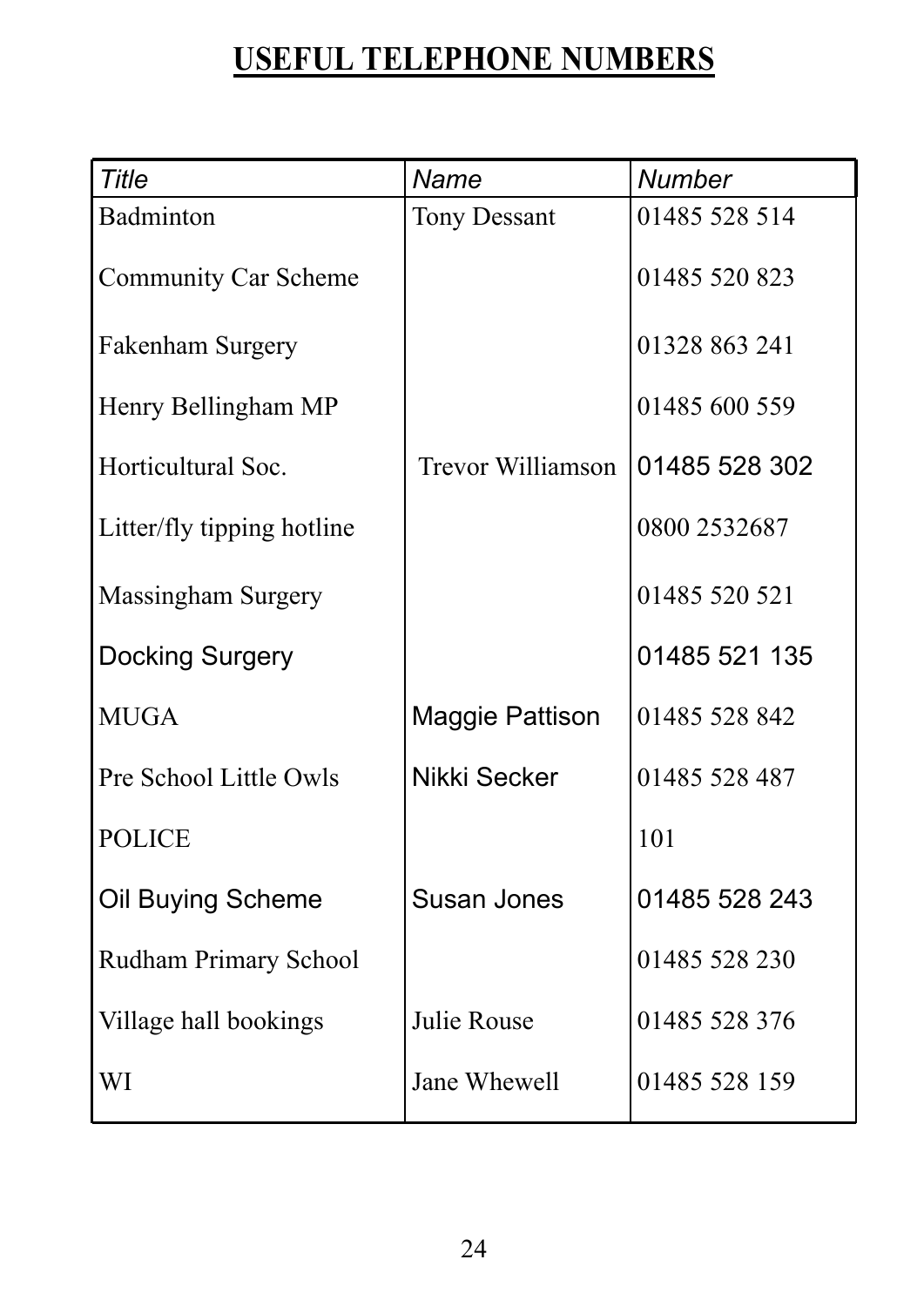# USEFUL TELEPHONE NUMBERS

| *Title* | *Name* | *Number* |
|---|---|---|
| Badminton | Tony Dessant | 01485 528 514 |
| Community Car Scheme | | 01485 520 823 |
| Fakenham Surgery | | 01328 863 241 |
| Henry Bellingham MP | | 01485 600 559 |
| Horticultural Soc. | Trevor Williamson | 01485 528 302 |
| Litter/fly tipping hotline | | 0800 2532687 |
| Massingham Surgery | | 01485 520 521 |
| Docking Surgery | | 01485 521 135 |
| MUGA | Maggie Pattison | 01485 528 842 |
| Pre School Little Owls | Nikki Secker | 01485 528 487 |
| POLICE | | 101 |
| Oil Buying Scheme | Susan Jones | 01485 528 243 |
| Rudham Primary School | | 01485 528 230 |
| Village hall bookings | Julie Rouse | 01485 528 376 |
| WI | Jane Whewell | 01485 528 159 |